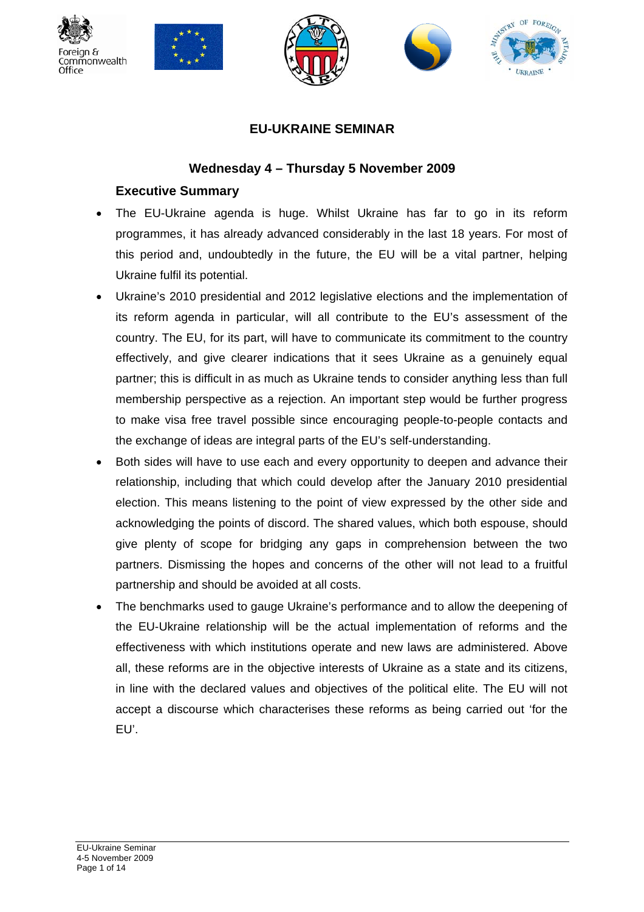# EU-UKRAINE SEMINAR

## Wednesday 4 – Thursday 5 November 2009

### Executive Summary

- The EU-Ukraine agenda is huge. Whilst Ukraine has far to go in its reform programmes, it has already advanced considerably in the last 18 years. For most of this period and, undoubtedly in the future, the EU will be a vital partner, helping Ukraine fulfil its potential.
- Ukraine's 2010 presidential and 2012 legislative elections and the implementation of its reform agenda in particular, will all contribute to the EU's assessment of the country. The EU, for its part, will have to communicate its commitment to the country effectively, and give clearer indications that it sees Ukraine as a genuinely equal partner; this is difficult in as much as Ukraine tends to consider anything less than full membership perspective as a rejection. An important step would be further progress to make visa free travel possible since encouraging people-to-people contacts and the exchange of ideas are integral parts of the EU's self-understanding.
- Both sides will have to use each and every opportunity to deepen and advance their relationship, including that which could develop after the January 2010 presidential election. This means listening to the point of view expressed by the other side and acknowledging the points of discord. The shared values, which both espouse, should give plenty of scope for bridging any gaps in comprehension between the two partners. Dismissing the hopes and concerns of the other will not lead to a fruitful partnership and should be avoided at all costs.
- The benchmarks used to gauge Ukraine's performance and to allow the deepening of the EU-Ukraine relationship will be the actual implementation of reforms and the effectiveness with which institutions operate and new laws are administered. Above all, these reforms are in the objective interests of Ukraine as a state and its citizens, in line with the declared values and objectives of the political elite. The EU will not accept a discourse which characterises these reforms as being carried out 'for the EU'.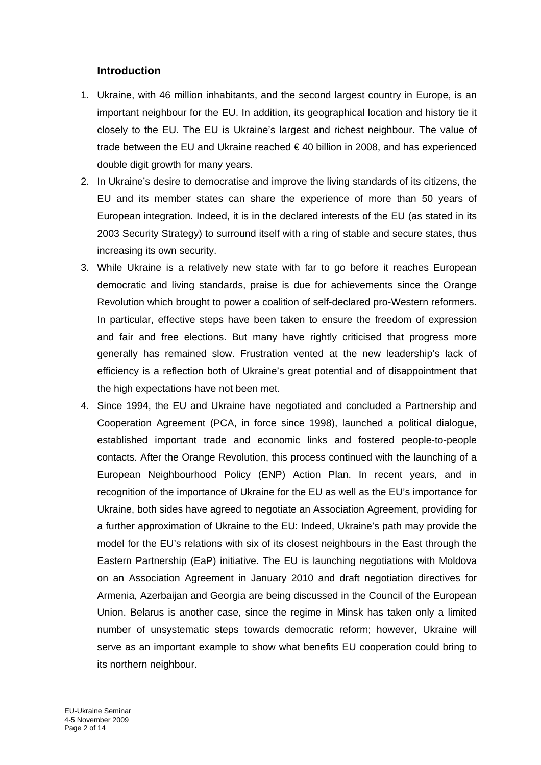## Introduction

1. Ukraine, with 46 million inhabitants, and the second largest country in Europe, is an important neighbour for the EU. In addition, its geographical location and history tie it closely to the EU. The EU is Ukraine's largest and richest neighbour. The value of trade between the EU and Ukraine reached € 40 billion in 2008, and has experienced double digit growth for many years.
2. In Ukraine's desire to democratise and improve the living standards of its citizens, the EU and its member states can share the experience of more than 50 years of European integration. Indeed, it is in the declared interests of the EU (as stated in its 2003 Security Strategy) to surround itself with a ring of stable and secure states, thus increasing its own security.
3. While Ukraine is a relatively new state with far to go before it reaches European democratic and living standards, praise is due for achievements since the Orange Revolution which brought to power a coalition of self-declared pro-Western reformers. In particular, effective steps have been taken to ensure the freedom of expression and fair and free elections. But many have rightly criticised that progress more generally has remained slow. Frustration vented at the new leadership's lack of efficiency is a reflection both of Ukraine's great potential and of disappointment that the high expectations have not been met.
4. Since 1994, the EU and Ukraine have negotiated and concluded a Partnership and Cooperation Agreement (PCA, in force since 1998), launched a political dialogue, established important trade and economic links and fostered people-to-people contacts. After the Orange Revolution, this process continued with the launching of a European Neighbourhood Policy (ENP) Action Plan. In recent years, and in recognition of the importance of Ukraine for the EU as well as the EU's importance for Ukraine, both sides have agreed to negotiate an Association Agreement, providing for a further approximation of Ukraine to the EU: Indeed, Ukraine's path may provide the model for the EU's relations with six of its closest neighbours in the East through the Eastern Partnership (EaP) initiative. The EU is launching negotiations with Moldova on an Association Agreement in January 2010 and draft negotiation directives for Armenia, Azerbaijan and Georgia are being discussed in the Council of the European Union. Belarus is another case, since the regime in Minsk has taken only a limited number of unsystematic steps towards democratic reform; however, Ukraine will serve as an important example to show what benefits EU cooperation could bring to its northern neighbour.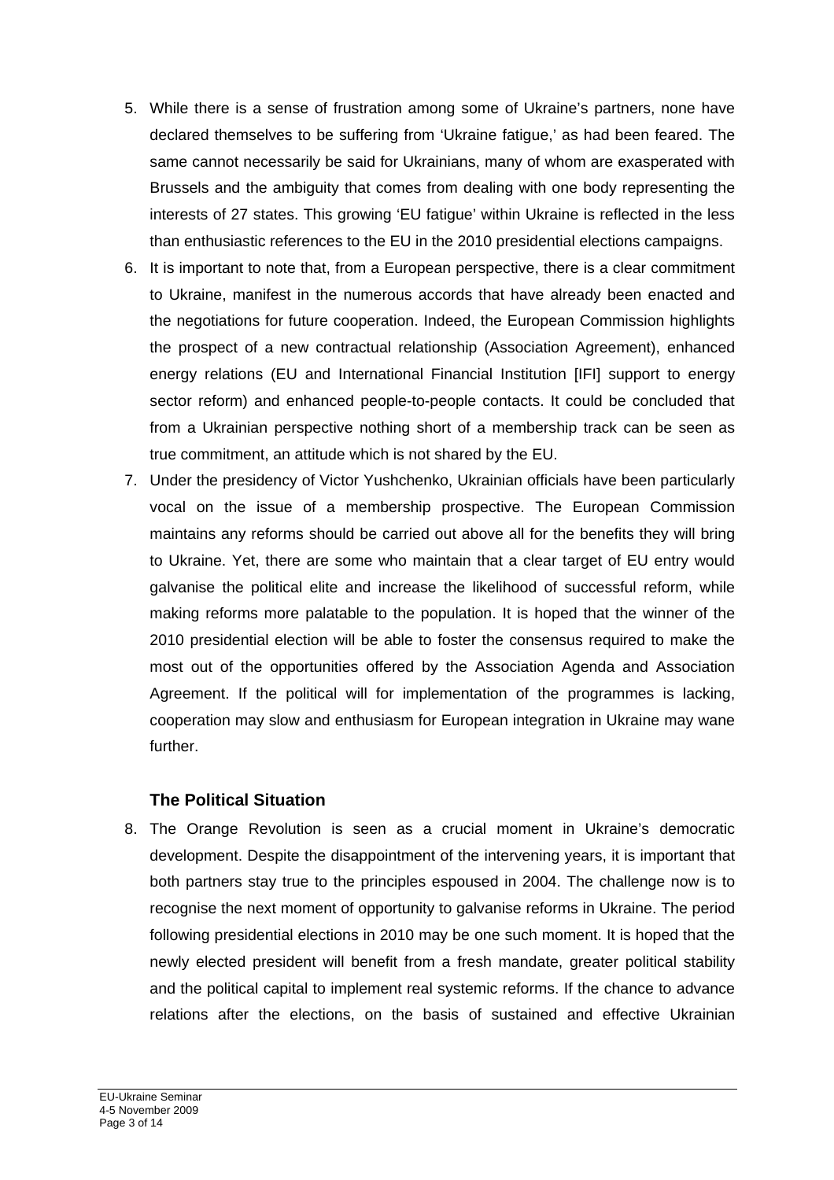5. While there is a sense of frustration among some of Ukraine's partners, none have declared themselves to be suffering from 'Ukraine fatigue,' as had been feared. The same cannot necessarily be said for Ukrainians, many of whom are exasperated with Brussels and the ambiguity that comes from dealing with one body representing the interests of 27 states. This growing 'EU fatigue' within Ukraine is reflected in the less than enthusiastic references to the EU in the 2010 presidential elections campaigns.
6. It is important to note that, from a European perspective, there is a clear commitment to Ukraine, manifest in the numerous accords that have already been enacted and the negotiations for future cooperation. Indeed, the European Commission highlights the prospect of a new contractual relationship (Association Agreement), enhanced energy relations (EU and International Financial Institution [IFI] support to energy sector reform) and enhanced people-to-people contacts. It could be concluded that from a Ukrainian perspective nothing short of a membership track can be seen as true commitment, an attitude which is not shared by the EU.
7. Under the presidency of Victor Yushchenko, Ukrainian officials have been particularly vocal on the issue of a membership prospective. The European Commission maintains any reforms should be carried out above all for the benefits they will bring to Ukraine. Yet, there are some who maintain that a clear target of EU entry would galvanise the political elite and increase the likelihood of successful reform, while making reforms more palatable to the population. It is hoped that the winner of the 2010 presidential election will be able to foster the consensus required to make the most out of the opportunities offered by the Association Agenda and Association Agreement. If the political will for implementation of the programmes is lacking, cooperation may slow and enthusiasm for European integration in Ukraine may wane further.

### The Political Situation

8. The Orange Revolution is seen as a crucial moment in Ukraine's democratic development. Despite the disappointment of the intervening years, it is important that both partners stay true to the principles espoused in 2004. The challenge now is to recognise the next moment of opportunity to galvanise reforms in Ukraine. The period following presidential elections in 2010 may be one such moment. It is hoped that the newly elected president will benefit from a fresh mandate, greater political stability and the political capital to implement real systemic reforms. If the chance to advance relations after the elections, on the basis of sustained and effective Ukrainian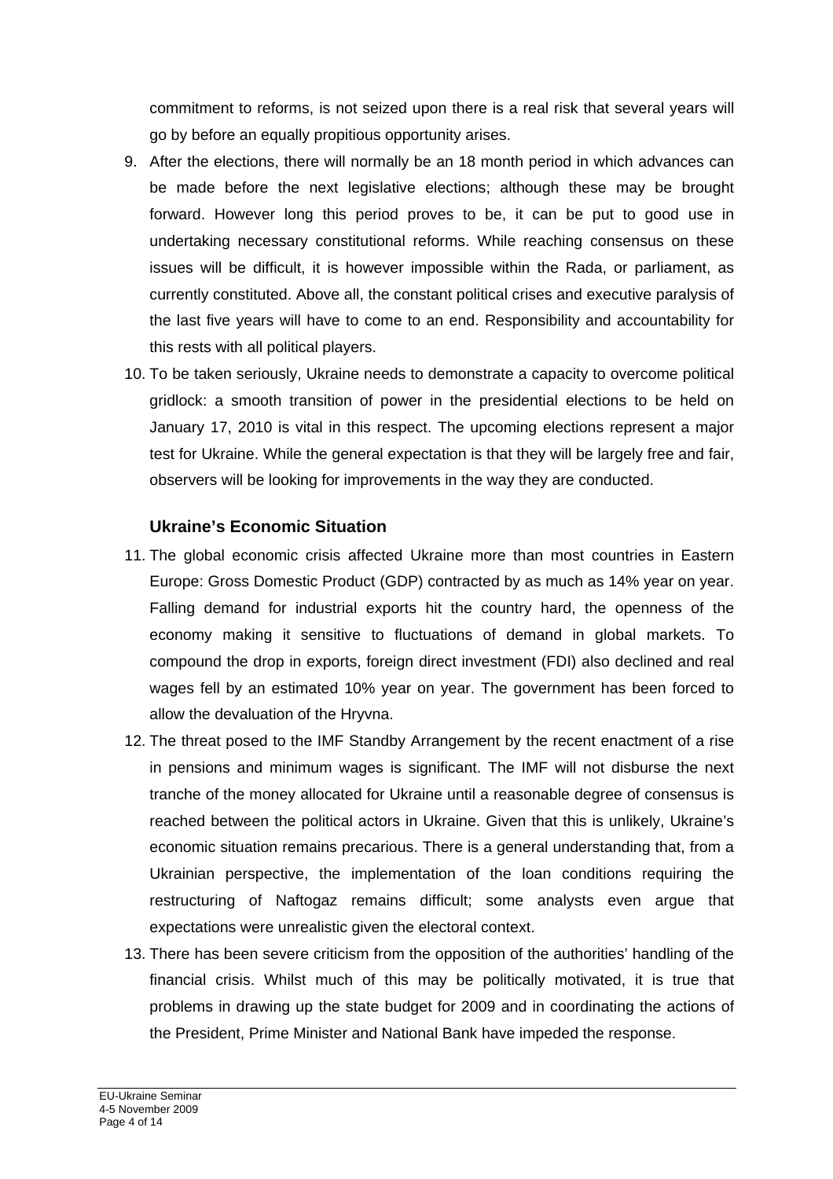commitment to reforms, is not seized upon there is a real risk that several years will go by before an equally propitious opportunity arises.

9. After the elections, there will normally be an 18 month period in which advances can be made before the next legislative elections; although these may be brought forward. However long this period proves to be, it can be put to good use in undertaking necessary constitutional reforms. While reaching consensus on these issues will be difficult, it is however impossible within the Rada, or parliament, as currently constituted. Above all, the constant political crises and executive paralysis of the last five years will have to come to an end. Responsibility and accountability for this rests with all political players.

10. To be taken seriously, Ukraine needs to demonstrate a capacity to overcome political gridlock: a smooth transition of power in the presidential elections to be held on January 17, 2010 is vital in this respect. The upcoming elections represent a major test for Ukraine. While the general expectation is that they will be largely free and fair, observers will be looking for improvements in the way they are conducted.

### Ukraine's Economic Situation

11. The global economic crisis affected Ukraine more than most countries in Eastern Europe: Gross Domestic Product (GDP) contracted by as much as 14% year on year. Falling demand for industrial exports hit the country hard, the openness of the economy making it sensitive to fluctuations of demand in global markets. To compound the drop in exports, foreign direct investment (FDI) also declined and real wages fell by an estimated 10% year on year. The government has been forced to allow the devaluation of the Hryvna.

12. The threat posed to the IMF Standby Arrangement by the recent enactment of a rise in pensions and minimum wages is significant. The IMF will not disburse the next tranche of the money allocated for Ukraine until a reasonable degree of consensus is reached between the political actors in Ukraine. Given that this is unlikely, Ukraine's economic situation remains precarious. There is a general understanding that, from a Ukrainian perspective, the implementation of the loan conditions requiring the restructuring of Naftogaz remains difficult; some analysts even argue that expectations were unrealistic given the electoral context.

13. There has been severe criticism from the opposition of the authorities' handling of the financial crisis. Whilst much of this may be politically motivated, it is true that problems in drawing up the state budget for 2009 and in coordinating the actions of the President, Prime Minister and National Bank have impeded the response.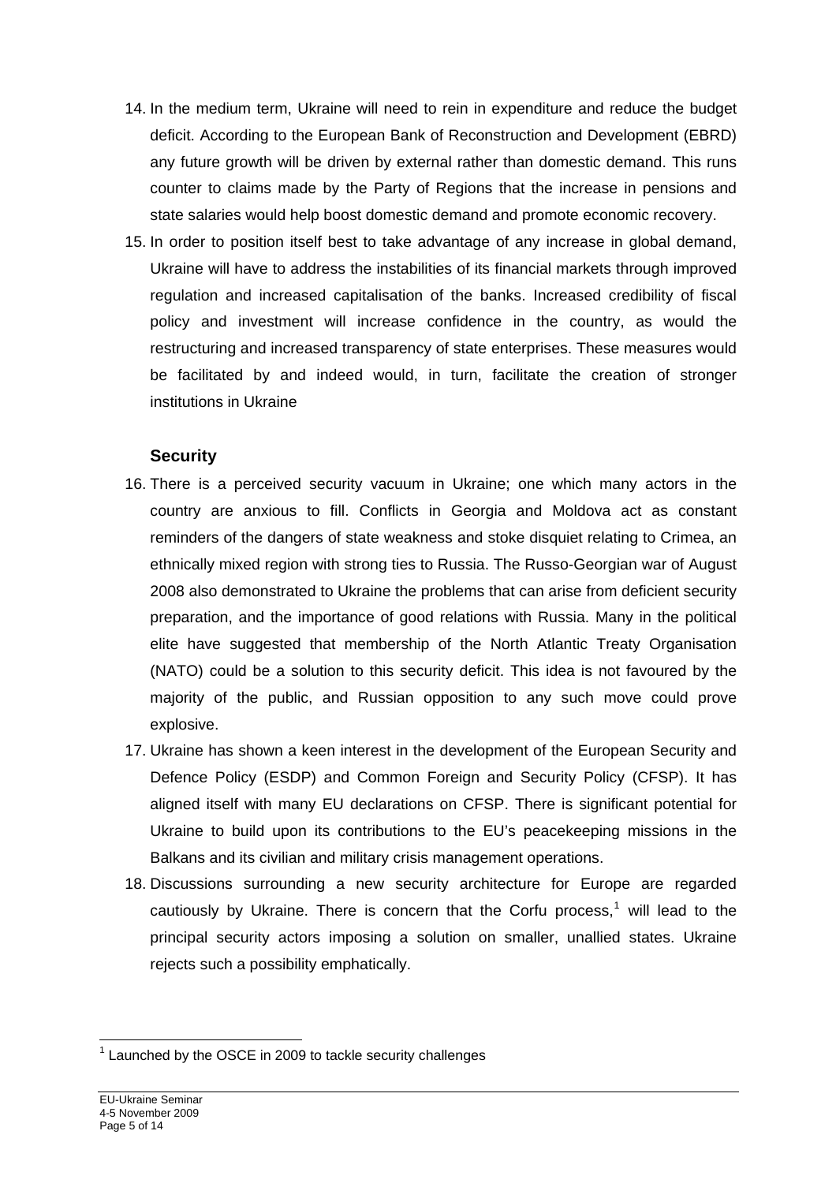14. In the medium term, Ukraine will need to rein in expenditure and reduce the budget deficit. According to the European Bank of Reconstruction and Development (EBRD) any future growth will be driven by external rather than domestic demand. This runs counter to claims made by the Party of Regions that the increase in pensions and state salaries would help boost domestic demand and promote economic recovery.
15. In order to position itself best to take advantage of any increase in global demand, Ukraine will have to address the instabilities of its financial markets through improved regulation and increased capitalisation of the banks. Increased credibility of fiscal policy and investment will increase confidence in the country, as would the restructuring and increased transparency of state enterprises. These measures would be facilitated by and indeed would, in turn, facilitate the creation of stronger institutions in Ukraine

### Security

16. There is a perceived security vacuum in Ukraine; one which many actors in the country are anxious to fill. Conflicts in Georgia and Moldova act as constant reminders of the dangers of state weakness and stoke disquiet relating to Crimea, an ethnically mixed region with strong ties to Russia. The Russo-Georgian war of August 2008 also demonstrated to Ukraine the problems that can arise from deficient security preparation, and the importance of good relations with Russia. Many in the political elite have suggested that membership of the North Atlantic Treaty Organisation (NATO) could be a solution to this security deficit. This idea is not favoured by the majority of the public, and Russian opposition to any such move could prove explosive.
17. Ukraine has shown a keen interest in the development of the European Security and Defence Policy (ESDP) and Common Foreign and Security Policy (CFSP). It has aligned itself with many EU declarations on CFSP. There is significant potential for Ukraine to build upon its contributions to the EU's peacekeeping missions in the Balkans and its civilian and military crisis management operations.
18. Discussions surrounding a new security architecture for Europe are regarded cautiously by Ukraine. There is concern that the Corfu process,[1] will lead to the principal security actors imposing a solution on smaller, unallied states. Ukraine rejects such a possibility emphatically.

[1] Launched by the OSCE in 2009 to tackle security challenges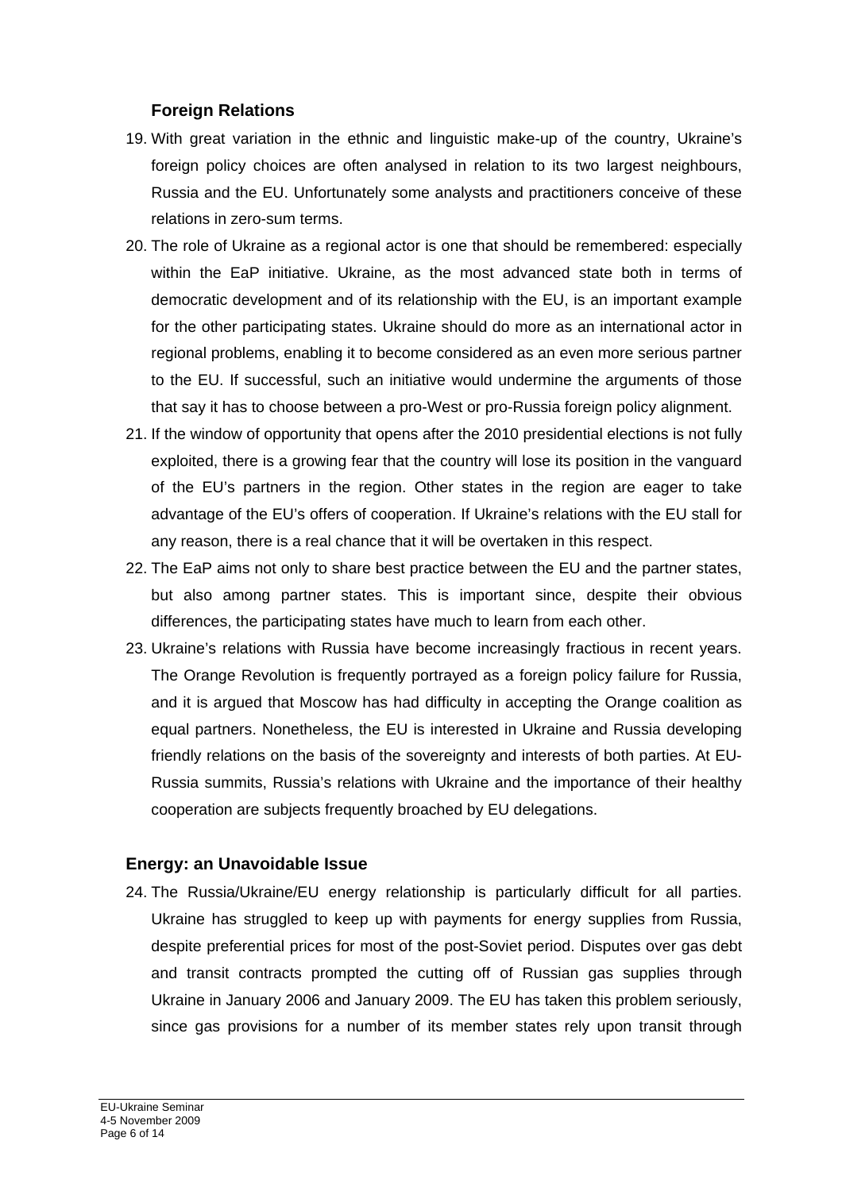## Foreign Relations

19. With great variation in the ethnic and linguistic make-up of the country, Ukraine's foreign policy choices are often analysed in relation to its two largest neighbours, Russia and the EU. Unfortunately some analysts and practitioners conceive of these relations in zero-sum terms.
20. The role of Ukraine as a regional actor is one that should be remembered: especially within the EaP initiative. Ukraine, as the most advanced state both in terms of democratic development and of its relationship with the EU, is an important example for the other participating states. Ukraine should do more as an international actor in regional problems, enabling it to become considered as an even more serious partner to the EU. If successful, such an initiative would undermine the arguments of those that say it has to choose between a pro-West or pro-Russia foreign policy alignment.
21. If the window of opportunity that opens after the 2010 presidential elections is not fully exploited, there is a growing fear that the country will lose its position in the vanguard of the EU's partners in the region. Other states in the region are eager to take advantage of the EU's offers of cooperation. If Ukraine's relations with the EU stall for any reason, there is a real chance that it will be overtaken in this respect.
22. The EaP aims not only to share best practice between the EU and the partner states, but also among partner states. This is important since, despite their obvious differences, the participating states have much to learn from each other.
23. Ukraine's relations with Russia have become increasingly fractious in recent years. The Orange Revolution is frequently portrayed as a foreign policy failure for Russia, and it is argued that Moscow has had difficulty in accepting the Orange coalition as equal partners. Nonetheless, the EU is interested in Ukraine and Russia developing friendly relations on the basis of the sovereignty and interests of both parties. At EU-Russia summits, Russia's relations with Ukraine and the importance of their healthy cooperation are subjects frequently broached by EU delegations.

## Energy: an Unavoidable Issue

24. The Russia/Ukraine/EU energy relationship is particularly difficult for all parties. Ukraine has struggled to keep up with payments for energy supplies from Russia, despite preferential prices for most of the post-Soviet period. Disputes over gas debt and transit contracts prompted the cutting off of Russian gas supplies through Ukraine in January 2006 and January 2009. The EU has taken this problem seriously, since gas provisions for a number of its member states rely upon transit through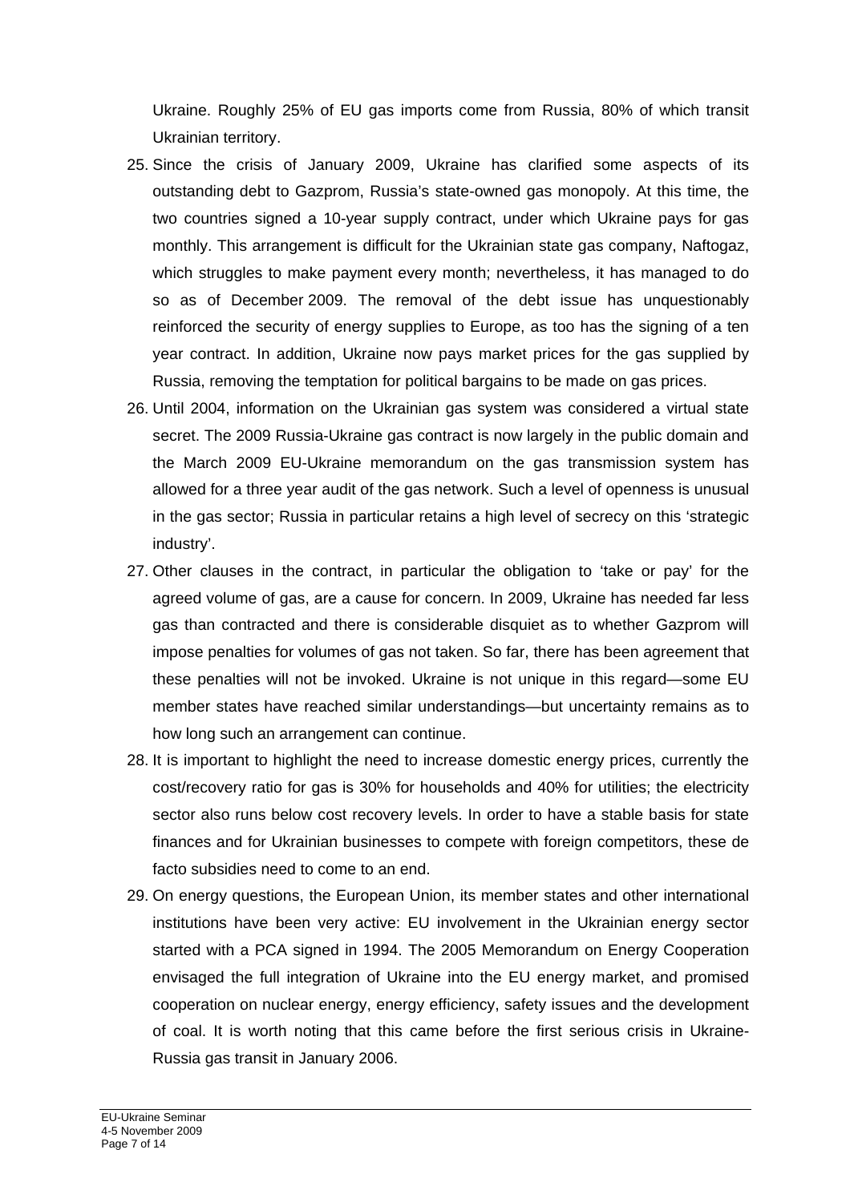Ukraine. Roughly 25% of EU gas imports come from Russia, 80% of which transit Ukrainian territory.

25. Since the crisis of January 2009, Ukraine has clarified some aspects of its outstanding debt to Gazprom, Russia's state-owned gas monopoly. At this time, the two countries signed a 10-year supply contract, under which Ukraine pays for gas monthly. This arrangement is difficult for the Ukrainian state gas company, Naftogaz, which struggles to make payment every month; nevertheless, it has managed to do so as of December 2009. The removal of the debt issue has unquestionably reinforced the security of energy supplies to Europe, as too has the signing of a ten year contract. In addition, Ukraine now pays market prices for the gas supplied by Russia, removing the temptation for political bargains to be made on gas prices.
26. Until 2004, information on the Ukrainian gas system was considered a virtual state secret. The 2009 Russia-Ukraine gas contract is now largely in the public domain and the March 2009 EU-Ukraine memorandum on the gas transmission system has allowed for a three year audit of the gas network. Such a level of openness is unusual in the gas sector; Russia in particular retains a high level of secrecy on this 'strategic industry'.
27. Other clauses in the contract, in particular the obligation to 'take or pay' for the agreed volume of gas, are a cause for concern. In 2009, Ukraine has needed far less gas than contracted and there is considerable disquiet as to whether Gazprom will impose penalties for volumes of gas not taken. So far, there has been agreement that these penalties will not be invoked. Ukraine is not unique in this regard—some EU member states have reached similar understandings—but uncertainty remains as to how long such an arrangement can continue.
28. It is important to highlight the need to increase domestic energy prices, currently the cost/recovery ratio for gas is 30% for households and 40% for utilities; the electricity sector also runs below cost recovery levels. In order to have a stable basis for state finances and for Ukrainian businesses to compete with foreign competitors, these de facto subsidies need to come to an end.
29. On energy questions, the European Union, its member states and other international institutions have been very active: EU involvement in the Ukrainian energy sector started with a PCA signed in 1994. The 2005 Memorandum on Energy Cooperation envisaged the full integration of Ukraine into the EU energy market, and promised cooperation on nuclear energy, energy efficiency, safety issues and the development of coal. It is worth noting that this came before the first serious crisis in Ukraine-Russia gas transit in January 2006.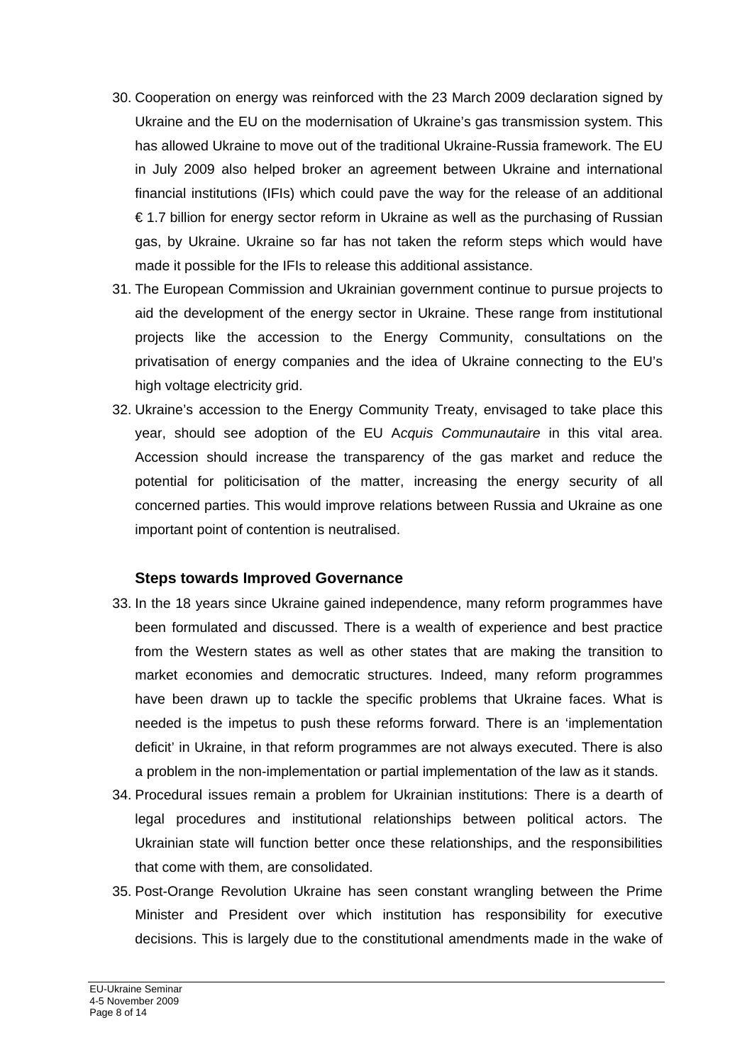30. Cooperation on energy was reinforced with the 23 March 2009 declaration signed by Ukraine and the EU on the modernisation of Ukraine's gas transmission system. This has allowed Ukraine to move out of the traditional Ukraine-Russia framework. The EU in July 2009 also helped broker an agreement between Ukraine and international financial institutions (IFIs) which could pave the way for the release of an additional € 1.7 billion for energy sector reform in Ukraine as well as the purchasing of Russian gas, by Ukraine. Ukraine so far has not taken the reform steps which would have made it possible for the IFIs to release this additional assistance.
31. The European Commission and Ukrainian government continue to pursue projects to aid the development of the energy sector in Ukraine. These range from institutional projects like the accession to the Energy Community, consultations on the privatisation of energy companies and the idea of Ukraine connecting to the EU's high voltage electricity grid.
32. Ukraine's accession to the Energy Community Treaty, envisaged to take place this year, should see adoption of the EU A*cquis Communautaire* in this vital area. Accession should increase the transparency of the gas market and reduce the potential for politicisation of the matter, increasing the energy security of all concerned parties. This would improve relations between Russia and Ukraine as one important point of contention is neutralised.

### Steps towards Improved Governance

33. In the 18 years since Ukraine gained independence, many reform programmes have been formulated and discussed. There is a wealth of experience and best practice from the Western states as well as other states that are making the transition to market economies and democratic structures. Indeed, many reform programmes have been drawn up to tackle the specific problems that Ukraine faces. What is needed is the impetus to push these reforms forward. There is an 'implementation deficit' in Ukraine, in that reform programmes are not always executed. There is also a problem in the non-implementation or partial implementation of the law as it stands.
34. Procedural issues remain a problem for Ukrainian institutions: There is a dearth of legal procedures and institutional relationships between political actors. The Ukrainian state will function better once these relationships, and the responsibilities that come with them, are consolidated.
35. Post-Orange Revolution Ukraine has seen constant wrangling between the Prime Minister and President over which institution has responsibility for executive decisions. This is largely due to the constitutional amendments made in the wake of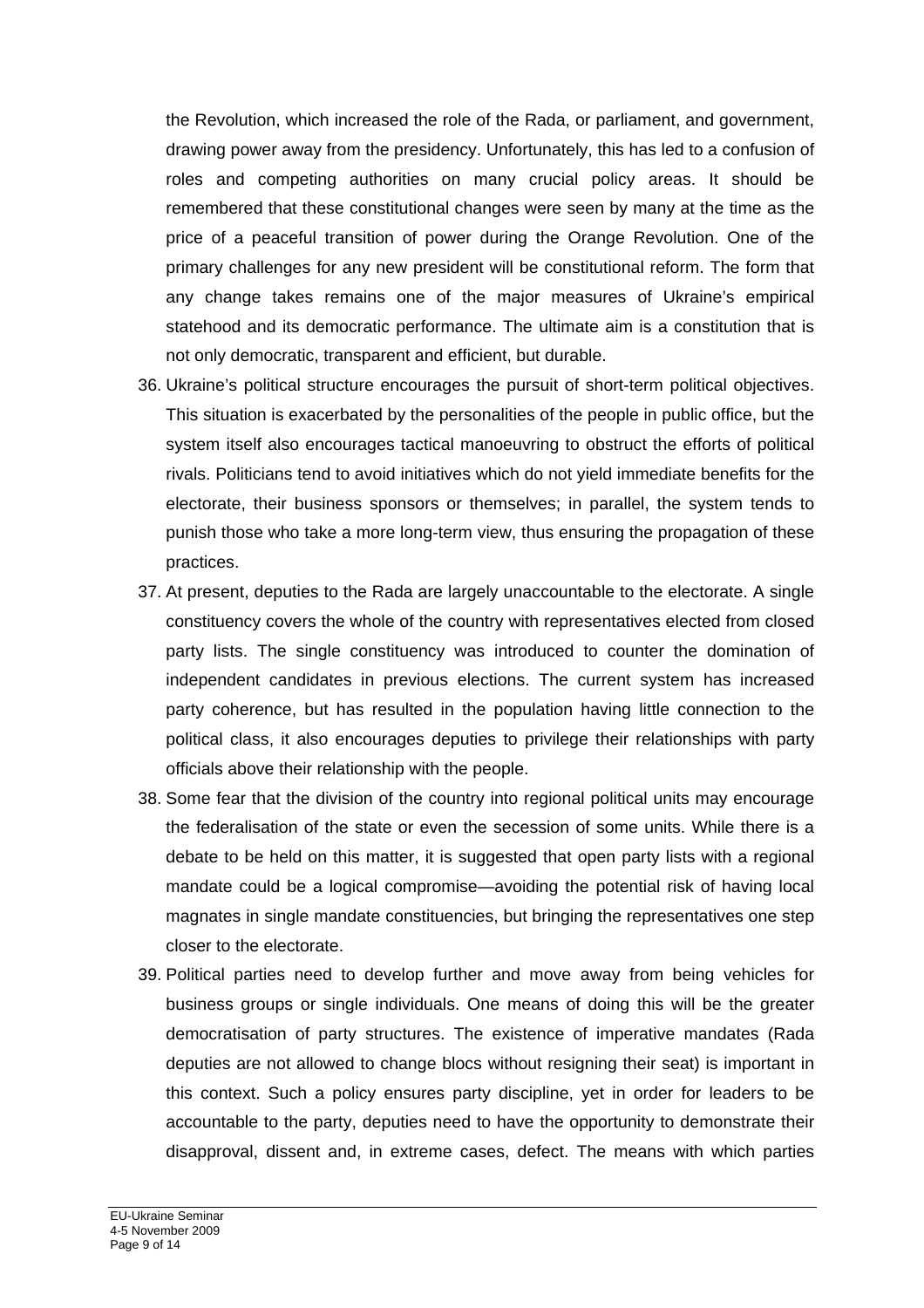the Revolution, which increased the role of the Rada, or parliament, and government, drawing power away from the presidency. Unfortunately, this has led to a confusion of roles and competing authorities on many crucial policy areas. It should be remembered that these constitutional changes were seen by many at the time as the price of a peaceful transition of power during the Orange Revolution. One of the primary challenges for any new president will be constitutional reform. The form that any change takes remains one of the major measures of Ukraine's empirical statehood and its democratic performance. The ultimate aim is a constitution that is not only democratic, transparent and efficient, but durable.

36. Ukraine's political structure encourages the pursuit of short-term political objectives. This situation is exacerbated by the personalities of the people in public office, but the system itself also encourages tactical manoeuvring to obstruct the efforts of political rivals. Politicians tend to avoid initiatives which do not yield immediate benefits for the electorate, their business sponsors or themselves; in parallel, the system tends to punish those who take a more long-term view, thus ensuring the propagation of these practices.

37. At present, deputies to the Rada are largely unaccountable to the electorate. A single constituency covers the whole of the country with representatives elected from closed party lists. The single constituency was introduced to counter the domination of independent candidates in previous elections. The current system has increased party coherence, but has resulted in the population having little connection to the political class, it also encourages deputies to privilege their relationships with party officials above their relationship with the people.

38. Some fear that the division of the country into regional political units may encourage the federalisation of the state or even the secession of some units. While there is a debate to be held on this matter, it is suggested that open party lists with a regional mandate could be a logical compromise—avoiding the potential risk of having local magnates in single mandate constituencies, but bringing the representatives one step closer to the electorate.

39. Political parties need to develop further and move away from being vehicles for business groups or single individuals. One means of doing this will be the greater democratisation of party structures. The existence of imperative mandates (Rada deputies are not allowed to change blocs without resigning their seat) is important in this context. Such a policy ensures party discipline, yet in order for leaders to be accountable to the party, deputies need to have the opportunity to demonstrate their disapproval, dissent and, in extreme cases, defect. The means with which parties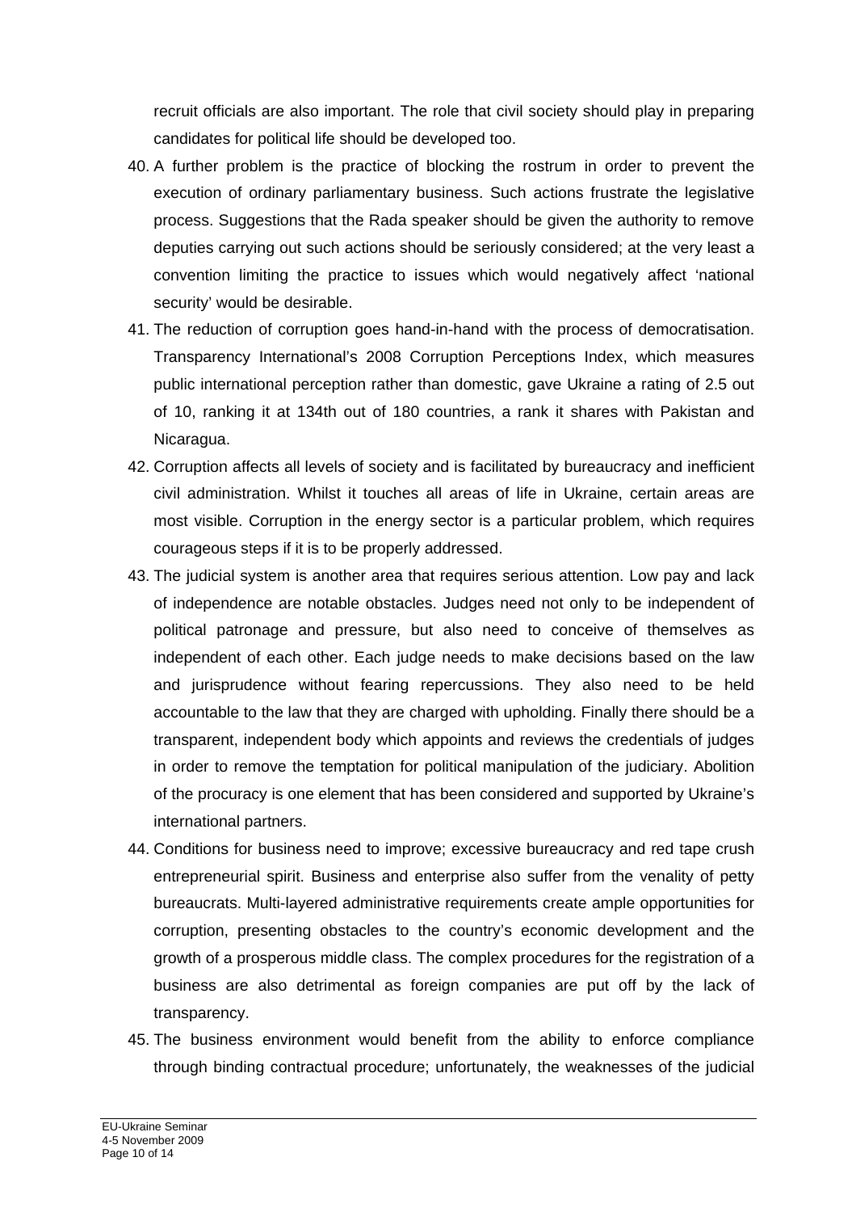recruit officials are also important. The role that civil society should play in preparing candidates for political life should be developed too.

40. A further problem is the practice of blocking the rostrum in order to prevent the execution of ordinary parliamentary business. Such actions frustrate the legislative process. Suggestions that the Rada speaker should be given the authority to remove deputies carrying out such actions should be seriously considered; at the very least a convention limiting the practice to issues which would negatively affect 'national security' would be desirable.

41. The reduction of corruption goes hand-in-hand with the process of democratisation. Transparency International's 2008 Corruption Perceptions Index, which measures public international perception rather than domestic, gave Ukraine a rating of 2.5 out of 10, ranking it at 134th out of 180 countries, a rank it shares with Pakistan and Nicaragua.

42. Corruption affects all levels of society and is facilitated by bureaucracy and inefficient civil administration. Whilst it touches all areas of life in Ukraine, certain areas are most visible. Corruption in the energy sector is a particular problem, which requires courageous steps if it is to be properly addressed.

43. The judicial system is another area that requires serious attention. Low pay and lack of independence are notable obstacles. Judges need not only to be independent of political patronage and pressure, but also need to conceive of themselves as independent of each other. Each judge needs to make decisions based on the law and jurisprudence without fearing repercussions. They also need to be held accountable to the law that they are charged with upholding. Finally there should be a transparent, independent body which appoints and reviews the credentials of judges in order to remove the temptation for political manipulation of the judiciary. Abolition of the procuracy is one element that has been considered and supported by Ukraine's international partners.

44. Conditions for business need to improve; excessive bureaucracy and red tape crush entrepreneurial spirit. Business and enterprise also suffer from the venality of petty bureaucrats. Multi-layered administrative requirements create ample opportunities for corruption, presenting obstacles to the country's economic development and the growth of a prosperous middle class. The complex procedures for the registration of a business are also detrimental as foreign companies are put off by the lack of transparency.

45. The business environment would benefit from the ability to enforce compliance through binding contractual procedure; unfortunately, the weaknesses of the judicial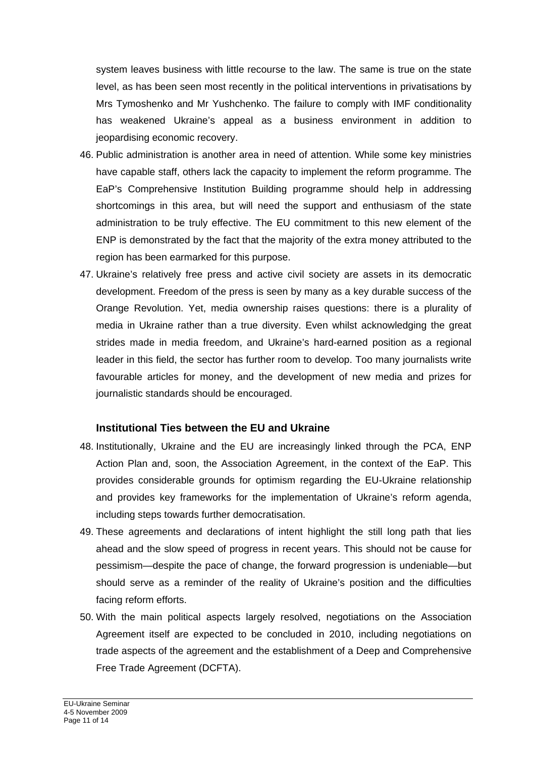system leaves business with little recourse to the law. The same is true on the state level, as has been seen most recently in the political interventions in privatisations by Mrs Tymoshenko and Mr Yushchenko. The failure to comply with IMF conditionality has weakened Ukraine's appeal as a business environment in addition to jeopardising economic recovery.

46. Public administration is another area in need of attention. While some key ministries have capable staff, others lack the capacity to implement the reform programme. The EaP's Comprehensive Institution Building programme should help in addressing shortcomings in this area, but will need the support and enthusiasm of the state administration to be truly effective. The EU commitment to this new element of the ENP is demonstrated by the fact that the majority of the extra money attributed to the region has been earmarked for this purpose.
47. Ukraine's relatively free press and active civil society are assets in its democratic development. Freedom of the press is seen by many as a key durable success of the Orange Revolution. Yet, media ownership raises questions: there is a plurality of media in Ukraine rather than a true diversity. Even whilst acknowledging the great strides made in media freedom, and Ukraine's hard-earned position as a regional leader in this field, the sector has further room to develop. Too many journalists write favourable articles for money, and the development of new media and prizes for journalistic standards should be encouraged.

### Institutional Ties between the EU and Ukraine

48. Institutionally, Ukraine and the EU are increasingly linked through the PCA, ENP Action Plan and, soon, the Association Agreement, in the context of the EaP. This provides considerable grounds for optimism regarding the EU-Ukraine relationship and provides key frameworks for the implementation of Ukraine's reform agenda, including steps towards further democratisation.
49. These agreements and declarations of intent highlight the still long path that lies ahead and the slow speed of progress in recent years. This should not be cause for pessimism—despite the pace of change, the forward progression is undeniable—but should serve as a reminder of the reality of Ukraine's position and the difficulties facing reform efforts.
50. With the main political aspects largely resolved, negotiations on the Association Agreement itself are expected to be concluded in 2010, including negotiations on trade aspects of the agreement and the establishment of a Deep and Comprehensive Free Trade Agreement (DCFTA).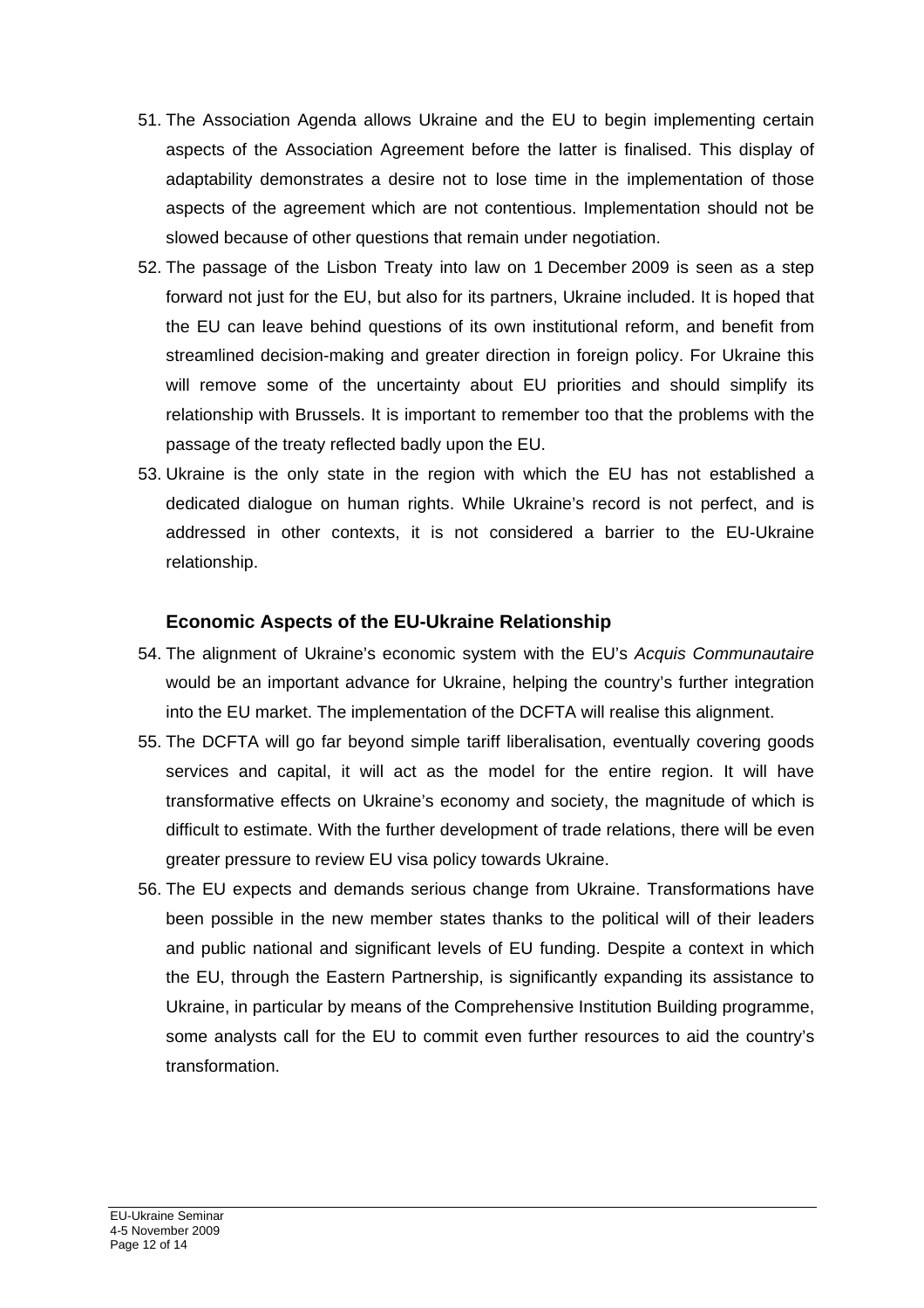51. The Association Agenda allows Ukraine and the EU to begin implementing certain aspects of the Association Agreement before the latter is finalised. This display of adaptability demonstrates a desire not to lose time in the implementation of those aspects of the agreement which are not contentious. Implementation should not be slowed because of other questions that remain under negotiation.

52. The passage of the Lisbon Treaty into law on 1 December 2009 is seen as a step forward not just for the EU, but also for its partners, Ukraine included. It is hoped that the EU can leave behind questions of its own institutional reform, and benefit from streamlined decision-making and greater direction in foreign policy. For Ukraine this will remove some of the uncertainty about EU priorities and should simplify its relationship with Brussels. It is important to remember too that the problems with the passage of the treaty reflected badly upon the EU.

53. Ukraine is the only state in the region with which the EU has not established a dedicated dialogue on human rights. While Ukraine's record is not perfect, and is addressed in other contexts, it is not considered a barrier to the EU-Ukraine relationship.

### Economic Aspects of the EU-Ukraine Relationship

54. The alignment of Ukraine's economic system with the EU's *Acquis Communautaire* would be an important advance for Ukraine, helping the country's further integration into the EU market. The implementation of the DCFTA will realise this alignment.

55. The DCFTA will go far beyond simple tariff liberalisation, eventually covering goods services and capital, it will act as the model for the entire region. It will have transformative effects on Ukraine's economy and society, the magnitude of which is difficult to estimate. With the further development of trade relations, there will be even greater pressure to review EU visa policy towards Ukraine.

56. The EU expects and demands serious change from Ukraine. Transformations have been possible in the new member states thanks to the political will of their leaders and public national and significant levels of EU funding. Despite a context in which the EU, through the Eastern Partnership, is significantly expanding its assistance to Ukraine, in particular by means of the Comprehensive Institution Building programme, some analysts call for the EU to commit even further resources to aid the country's transformation.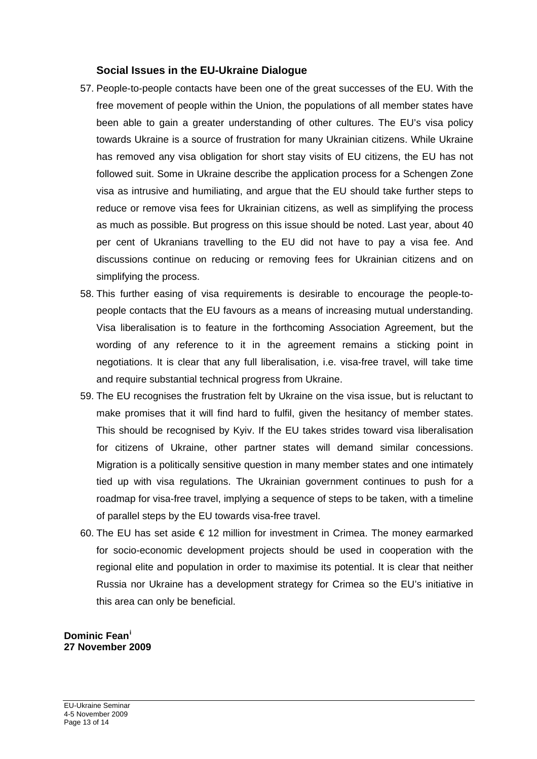### Social Issues in the EU-Ukraine Dialogue

57. People-to-people contacts have been one of the great successes of the EU. With the free movement of people within the Union, the populations of all member states have been able to gain a greater understanding of other cultures. The EU's visa policy towards Ukraine is a source of frustration for many Ukrainian citizens. While Ukraine has removed any visa obligation for short stay visits of EU citizens, the EU has not followed suit. Some in Ukraine describe the application process for a Schengen Zone visa as intrusive and humiliating, and argue that the EU should take further steps to reduce or remove visa fees for Ukrainian citizens, as well as simplifying the process as much as possible. But progress on this issue should be noted. Last year, about 40 per cent of Ukranians travelling to the EU did not have to pay a visa fee. And discussions continue on reducing or removing fees for Ukrainian citizens and on simplifying the process.
58. This further easing of visa requirements is desirable to encourage the people-to-people contacts that the EU favours as a means of increasing mutual understanding. Visa liberalisation is to feature in the forthcoming Association Agreement, but the wording of any reference to it in the agreement remains a sticking point in negotiations. It is clear that any full liberalisation, i.e. visa-free travel, will take time and require substantial technical progress from Ukraine.
59. The EU recognises the frustration felt by Ukraine on the visa issue, but is reluctant to make promises that it will find hard to fulfil, given the hesitancy of member states. This should be recognised by Kyiv. If the EU takes strides toward visa liberalisation for citizens of Ukraine, other partner states will demand similar concessions. Migration is a politically sensitive question in many member states and one intimately tied up with visa regulations. The Ukrainian government continues to push for a roadmap for visa-free travel, implying a sequence of steps to be taken, with a timeline of parallel steps by the EU towards visa-free travel.
60. The EU has set aside € 12 million for investment in Crimea. The money earmarked for socio-economic development projects should be used in cooperation with the regional elite and population in order to maximise its potential. It is clear that neither Russia nor Ukraine has a development strategy for Crimea so the EU's initiative in this area can only be beneficial.

**Dominic Fean**[i]
**27 November 2009**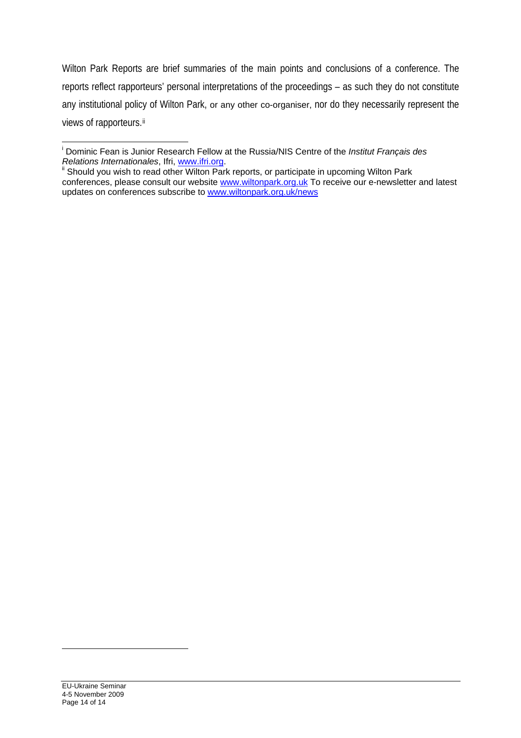Wilton Park Reports are brief summaries of the main points and conclusions of a conference. The reports reflect rapporteurs' personal interpretations of the proceedings – as such they do not constitute any institutional policy of Wilton Park, or any other co-organiser, nor do they necessarily represent the views of rapporteurs.[ii]

---

[i] Dominic Fean is Junior Research Fellow at the Russia/NIS Centre of the *Institut Français des Relations Internationales*, Ifri, www.ifri.org.

[ii] Should you wish to read other Wilton Park reports, or participate in upcoming Wilton Park conferences, please consult our website www.wiltonpark.org.uk To receive our e-newsletter and latest updates on conferences subscribe to www.wiltonpark.org.uk/news